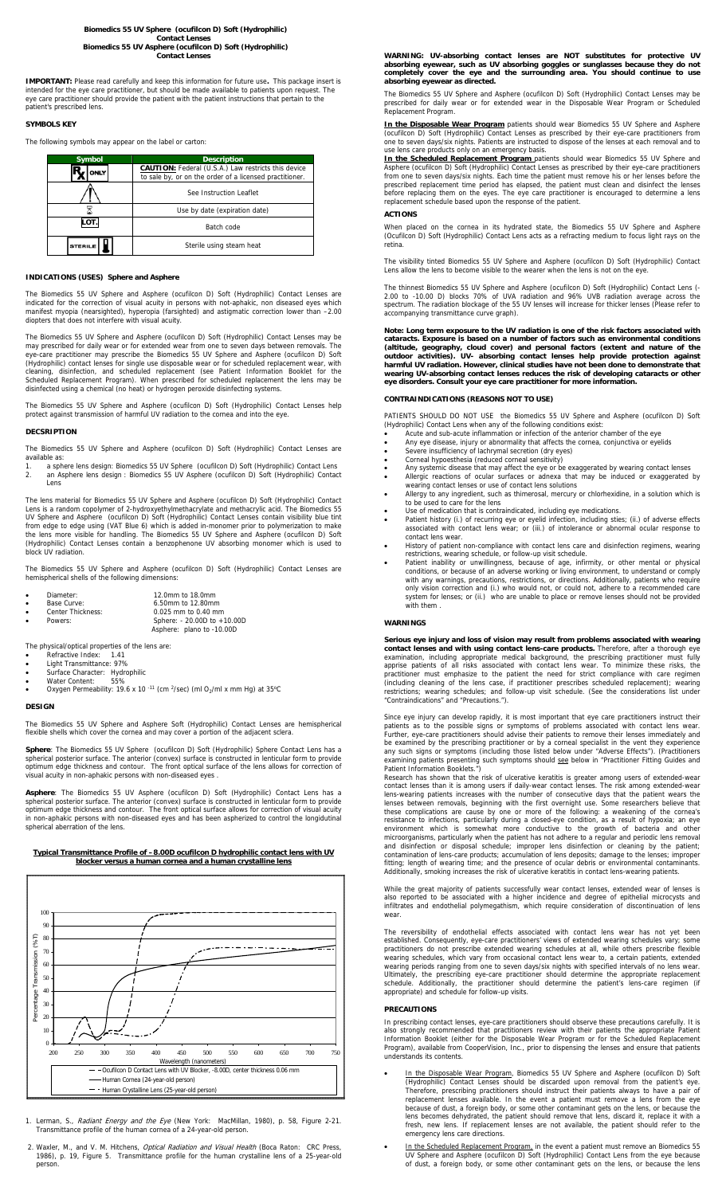**Biomedics 55 UV Sphere (ocufilcon D) Soft (Hydrophilic)**
**Contact Lenses**
**Biomedics 55 UV Asphere (ocufilcon D) Soft (Hydrophilic)**
**Contact Lenses**

**IMPORTANT:** Please read carefully and keep this information for future use**.** This package insert is intended for the eye care practitioner, but should be made available to patients upon request. The eye care practitioner should provide the patient with the patient instructions that pertain to the patient's prescribed lens.

## SYMBOLS KEY

The following symbols may appear on the label or carton:

| Symbol | Description |
|---|---|
| Rx ONLY | **CAUTION:** Federal (U.S.A.) Law restricts this device to sale by, or on the order of a licensed practitioner. |
| ⚠ | See Instruction Leaflet |
| ⌛ | Use by date (expiration date) |
| LOT | Batch code |
| STERILE | Sterile using steam heat |

## INDICATIONS (USES) Sphere and Asphere

The Biomedics 55 UV Sphere and Asphere (ocufilcon D) Soft (Hydrophilic) Contact Lenses are indicated for the correction of visual acuity in persons with not-aphakic, non diseased eyes which manifest myopia (nearsighted), hyperopia (farsighted) and astigmatic correction lower than –2.00 diopters that does not interfere with visual acuity.

The Biomedics 55 UV Sphere and Asphere (ocufilcon D) Soft (Hydrophilic) Contact Lenses may be may prescribed for daily wear or for extended wear from one to seven days between removals. The eye-care practitioner may prescribe the Biomedics 55 UV Sphere and Asphere (ocufilcon D) Soft (Hydrophilic) contact lenses for single use disposable wear or for scheduled replacement wear, with cleaning, disinfection, and scheduled replacement (see Patient Information Booklet for the Scheduled Replacement Program). When prescribed for scheduled replacement the lens may be disinfected using a chemical (no heat) or hydrogen peroxide disinfecting systems.

The Biomedics 55 UV Sphere and Asphere (ocufilcon D) Soft (Hydrophilic) Contact Lenses help protect against transmission of harmful UV radiation to the cornea and into the eye.

## DECSRIPTION

The Biomedics 55 UV Sphere and Asphere (ocufilcon D) Soft (Hydrophilic) Contact Lenses are available as:

1. a sphere lens design: Biomedics 55 UV Sphere (ocufilcon D) Soft (Hydrophilic) Contact Lens
2. an Asphere lens design : Biomedics 55 UV Asphere (ocufilcon D) Soft (Hydrophilic) Contact Lens

The lens material for Biomedics 55 UV Sphere and Asphere (ocufilcon D) Soft (Hydrophilic) Contact Lens is a random copolymer of 2-hydroxyethylmethacrylate and methacrylic acid. The Biomedics 55 UV Sphere and Asphere (ocufilcon D) Soft (Hydrophilic) Contact Lenses contain visibility blue tint from edge to edge using (VAT Blue 6) which is added in-monomer prior to polymerization to make the lens more visible for handling. The Biomedics 55 UV Sphere and Asphere (ocufilcon D) Soft (Hydrophilic) Contact Lenses contain a benzophenone UV absorbing monomer which is used to block UV radiation.

The Biomedics 55 UV Sphere and Asphere (ocufilcon D) Soft (Hydrophilic) Contact Lenses are hemispherical shells of the following dimensions:

- Diameter: 12.0mm to 18.0mm
- Base Curve: 6.50mm to 12.80mm
- Center Thickness: 0.025 mm to 0.40 mm
- Powers: Sphere: - 20.00D to +10.00D
  Asphere: plano to -10.00D

The physical/optical properties of the lens are:

- Refractive Index: 1.41
- Light Transmittance: 97%
- Surface Character: Hydrophilic
- Water Content: 55%
- Oxygen Permeability: 19.6 x $10^{-11}$ ($cm^2$/sec) (ml $O_2$/ml x mm Hg) at 35ºC

## DESIGN

The Biomedics 55 UV Sphere and Asphere Soft (Hydrophilic) Contact Lenses are hemispherical flexible shells which cover the cornea and may cover a portion of the adjacent sclera.

**Sphere**: The Biomedics 55 UV Sphere (ocufilcon D) Soft (Hydrophilic) Contact Lens has a spherical posterior surface. The anterior (convex) surface is constructed in lenticular form to provide optimum edge thickness and contour. The front optical surface of the lens allows for correction of visual acuity in non-aphakic persons with non-diseased eyes .

**Asphere**: The Biomedics 55 UV Asphere (ocufilcon D) Soft (Hydrophilic) Contact Lens has a spherical posterior surface. The anterior (convex) surface is constructed in lenticular form to provide optimum edge thickness and contour. The front optical surface allows for correction of visual acuity in non-aphakic persons with non-diseased eyes and has been asphierized to control the longitudinal spherical aberration of the lens.

**Typical Transmittance Profile of –8.00D ocufilcon D hydrophilic contact lens with UV blocker versus a human cornea and a human crystalline lens**

Legend: — — Ocufilcon D Contact Lens with UV Blocker, -8.00D, center thickness 0.06 mm; —— Human Cornea (24-year-old person); - · Human Crystalline Lens (25-year-old person)

1. Lerman, S., *Radiant Energy and the Eye* (New York: MacMillan, 1980), p. 58, Figure 2-21. Transmittance profile of the human cornea of a 24-year-old person.
2. Waxler, M., and V. M. Hitchens, *Optical Radiation and Visual Health* (Boca Raton: CRC Press, 1986), p. 19, Figure 5. Transmittance profile for the human crystalline lens of a 25-year-old person.

**WARNING: UV-absorbing contact lenses are NOT substitutes for protective UV absorbing eyewear, such as UV absorbing goggles or sunglasses because they do not completely cover the eye and the surrounding area. You should continue to use absorbing eyewear as directed.**

The Biomedics 55 UV Sphere and Asphere (ocufilcon D) Soft (Hydrophilic) Contact Lenses may be prescribed for daily wear or for extended wear in the Disposable Wear Program or Scheduled Replacement Program.

**In the Disposable Wear Program** patients should wear Biomedics 55 UV Sphere and Asphere (ocufilcon D) Soft (Hydrophilic) Contact Lenses as prescribed by their eye-care practitioners from one to seven days/six nights. Patients are instructed to dispose of the lenses at each removal and to use lens care products only on an emergency basis.

**In the Scheduled Replacement Program** patients should wear Biomedics 55 UV Sphere and Asphere (ocufilcon D) Soft (Hydrophilic) Contact Lenses as prescribed by their eye-care practitioners from one to seven days/six nights. Each time the patient must remove his or her lenses before the prescribed replacement time period has elapsed, the patient must clean and disinfect the lenses before replacing them on the eyes. The eye care practitioner is encouraged to determine a lens replacement schedule based upon the response of the patient.

## ACTIONS

When placed on the cornea in its hydrated state, the Biomedics 55 UV Sphere and Asphere (Ocufilcon D) Soft (Hydrophilic) Contact Lenses acts as a refracting medium to focus light rays on the retina.

The visibility tinted Biomedics 55 UV Sphere and Asphere (ocufilcon D) Soft (Hydrophilic) Contact Lens allow the lens to become visible to the wearer when the lens is not on the eye.

The thinnest Biomedics 55 UV Sphere and Asphere (ocufilcon D) Soft (Hydrophilic) Contact Lens (-2.00 to -10.00 D) blocks 70% of UVA radiation and 96% UVB radiation average across the spectrum. The radiation blockage of the 55 UV lenses will increase for thicker lenses (Please refer to accompanying transmittance curve graph).

**Note: Long term exposure to the UV radiation is one of the risk factors associated with cataracts. Exposure is based on a number of factors such as environmental conditions (altitude, geography, cloud cover) and personal factors (extent and nature of the outdoor activities). UV- absorbing contact lenses help provide protection against harmful UV radiation. However, clinical studies have not been done to demonstrate that wearing UV-absorbing contact lenses reduces the risk of developing cataracts or other eye disorders. Consult your eye care practitioner for more information.**

## CONTRAINDICATIONS (REASONS NOT TO USE)

PATIENTS SHOULD DO NOT USE the Biomedics 55 UV Sphere and Asphere (ocufilcon D) Soft (Hydrophilic) Contact Lens when any of the following conditions exist:

- Acute and sub-acute inflammation or infection of the anterior chamber of the eye
- Any eye disease, injury or abnormality that affects the cornea, conjunctiva or eyelids
- Severe insufficiency of lachrymal secretion (dry eyes)
- Corneal hypoesthesia (reduced corneal sensitivity)
- Any systemic disease that may affect the eye or be exaggerated by wearing contact lenses
- Allergic reactions of ocular surfaces or adnexa that may be induced or exaggerated by wearing contact lenses or use of contact lens solutions
- Allergy to any ingredient, such as thimerosal, mercury or chlorhexidine, in a solution which is to be used to care for the lens
- Use of medication that is contraindicated, including eye medications.
- Patient history (i.) of recurring eye or eyelid infection, including sties; (ii.) of adverse effects associated with contact lens wear; or (iii.) of intolerance or abnormal ocular response to contact lens wear.
- History of patient non-compliance with contact lens care and disinfection regimens, wearing restrictions, wearing schedule, or follow-up visit schedule.
- Patient inability or unwillingness, because of age, infirmity, or other mental or physical conditions, or because of an adverse working or living environment, to understand or comply with any warnings, precautions, restrictions, or directions. Additionally, patients who require only vision correction and (i.) who would not, or could not, adhere to a recommended care system for lenses; or (ii.) who are unable to place or remove lenses should not be provided with them .

## WARNINGS

**Serious eye injury and loss of vision may result from problems associated with wearing contact lenses and with using contact lens-care products.** Therefore, after a thorough eye examination, including appropriate medical background, the prescribing practitioner must fully apprise patients of all risks associated with contact lens wear. To minimize these risks, the practitioner must emphasize to the patient the need for strict compliance with care regimen (including cleaning of the lens case, if practitioner prescribes scheduled replacement); wearing restrictions; wearing schedules; and follow-up visit schedule. (See the considerations list under "Contraindications" and "Precautions.").

Since eye injury can develop rapidly, it is most important that eye care practitioners instruct their patients as to the possible signs or symptoms of problems associated with contact lens wear. Further, eye-care practitioners should advise their patients to remove their lenses immediately and be examined by the prescribing practitioner or by a corneal specialist in the vent they experience any such signs or symptoms (including those listed below under "Adverse Effects"). (Practitioners examining patients presenting such symptoms should see below in "Practitioner Fitting Guides and Patient Information Booklets.")

Research has shown that the risk of ulcerative keratitis is greater among users of extended-wear contact lenses than it is among users if daily-wear contact lenses. The risk among extended-wear lens-wearing patients increases with the number of consecutive days that the patient wears the lenses between removals, beginning with the first overnight use. Some researchers believe that these complications are cause by one or more of the following: a weakening of the cornea's resistance to infections, particularly during a closed-eye condition, as a result of hypoxia; an eye environment which is somewhat more conductive to the growth of bacteria and other microorganisms, particularly when the patient has not adhere to a regular and periodic lens removal and disinfection or disposal schedule; improper lens disinfection or cleaning by the patient; contamination of lens-care products; accumulation of lens deposits; damage to the lenses; improper fitting; length of wearing time; and the presence of ocular debris or environmental contaminants. Additionally, smoking increases the risk of ulcerative keratitis in contact lens-wearing patients.

While the great majority of patients successfully wear contact lenses, extended wear of lenses is also reported to be associated with a higher incidence and degree of epithelial microcysts and infiltrates and endothelial polymegathism, which require consideration of discontinuation of lens wear.

The reversibility of endothelial effects associated with contact lens wear has not yet been established. Consequently, eye-care practitioners' views of extended wearing schedules vary; some practitioners do not prescribe extended wearing schedules at all, while others prescribe flexible wearing schedules, which vary from occasional contact lens wear to, a certain patients, extended wearing periods ranging from one to seven days/six nights with specified intervals of no lens wear. Ultimately, the prescribing eye-care practitioner should determine the appropriate replacement schedule. Additionally, the practitioner should determine the patient's lens-care regimen (if appropriate) and schedule for follow-up visits.

## PRECAUTIONS

In prescribing contact lenses, eye-care practitioners should observe these precautions carefully. It is also strongly recommended that practitioners review with their patients the appropriate Patient Information Booklet (either for the Disposable Wear Program or for the Scheduled Replacement Program), available from CooperVision, Inc., prior to dispensing the lenses and ensure that patients understands its contents.

- In the Disposable Wear Program, Biomedics 55 UV Sphere and Asphere (ocufilcon D) Soft (Hydrophilic) Contact Lenses should be discarded upon removal from the patient's eye. Therefore, prescribing practitioners should instruct their patients always to have a pair of replacement lenses available. In the event a patient must remove a lens from the eye because of dust, a foreign body, or some other contaminant gets on the lens, or because the lens becomes dehydrated, the patient should remove that lens, discard it, replace it with a fresh, new lens. If replacement lenses are not available, the patient should refer to the emergency lens care directions.
- In the Scheduled Replacement Program, in the event a patient must remove an Biomedics 55 UV Sphere and Asphere (ocufilcon D) Soft (Hydrophilic) Contact Lens from the eye because of dust, a foreign body, or some other contaminant gets on the lens, or because the lens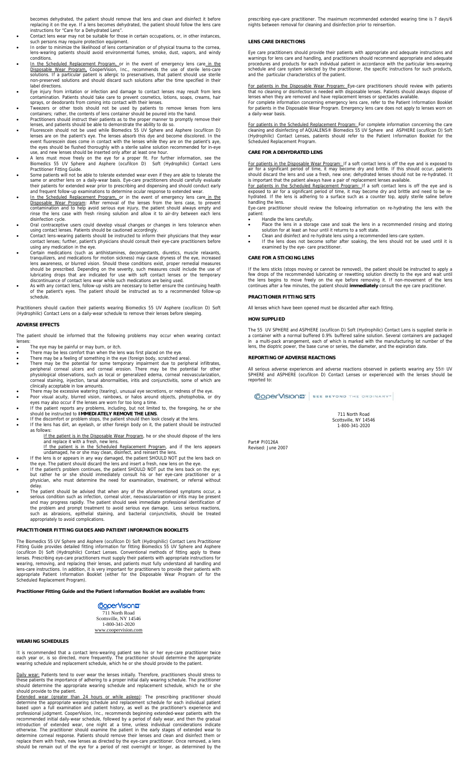becomes dehydrated, the patient should remove that lens and clean and disinfect it before replacing it on the eye. If a lens becomes dehydrated, the patient should follow the lens care instructions for "Care for a Dehydrated Lens".

- Contact lens wear may not be suitable for those in certain occupations, or, in other instances, such persons may require protection equipment.
- In order to minimize the likelihood of lens contamination or of physical trauma to the cornea, lens-wearing patients should avoid environmental fumes, smoke, dust, vapors, and windy conditions.
- In the Scheduled Replacement Program, or in the event of emergency lens care in the Disposable Wear Program, CooperVision, Inc., recommends the use of sterile lens-care solutions. If a particular patient is allergic to preservatives, that patient should use sterile non-preserved solutions and should discard such solutions after the time specified in their label directions.
- Eye injury from irritation or infection and damage to contact lenses may result from lens contamination. Patients should take care to prevent cosmetics, lotions, soaps, creams, hair sprays, or deodorants from coming into contact with their lenses.
- Tweezers or other tools should not be used by patients to remove lenses from lens containers; rather, the contents of lens container should be poured into the hand.
- Practitioners should instruct their patients as to the proper manner to promptly remove their lenses, and patients should be able to demonstrate the ability to do so.
- Fluorescein should not be used while Biomedics 55 UV Sphere and Asphere (ocufilcon D) lenses are on the patient's eye. The lenses absorb this dye and become discolored. In the event fluorescein does come in contact with the lenses while they are on the patient's aye, the eyes should be flushed thoroughly with a sterile saline solution recommended for in-eye use, and new lenses should be inserted only after at least one hour.
- A lens must move freely on the eye for a proper fit. For further information, see the Biomedics 55 UV Sphere and Asphere (ocufilcon D) Soft (Hydrophilic) Contact Lens Practitioner Fitting Guide.
- Some patients will not be able to tolerate extended wear even if they are able to tolerate the same or another lens on a daily-wear basis. Eye-care practitioners should carefully evaluate their patients for extended wear prior to prescribing and dispensing and should conduct early and frequent follow-up examinations to determine ocular response to extended wear.
- In the Scheduled Replacement Program, or in the event of emergency lens care in the Disposable Wear Program: After removal of the lenses from the lens case, to prevent contamination and to help avoid serious eye injury, the patient should always empty and rinse the lens case with fresh rinsing solution and allow it to air-dry between each lens disinfection cycle.
- Oral contraceptive users could develop visual changes or changes in lens tolerance when using contact lenses. Patients should be cautioned accordingly.
- Contact lens-wearing patients should be instructed to inform their physicians that they wear contact lenses; further, patient's physicians should consult their eye-care practitioners before using any medication in the eye.
- Certain medications (such as antihistamines, decongestants, diuretics, muscle relaxants, tranquilizers, and medications for motion sickness) may cause dryness of the eye, increased lens awareness, or blurred vision. Should these conditions exist, proper remedial measures should be prescribed. Depending on the severity, such measures could include the use of lubricating drops that are indicated for use with soft contact lenses or the temporary discontinuance of contact lens wear while such medications are being used.
- As with any contact lens, follow-up visits are necessary to better ensure the continuing health of the patient's eyes. The patient should be instructed as to a recommended follow-up schedule.

Practitioners should caution their patients wearing Biomedics 55 UV Asphere (ocufilcon D) Soft (Hydrophilic) Contact Lens on a daily-wear schedule to remove their lenses before sleeping.

## ADVERSE EFFECTS

The patient should be informed that the following problems may occur when wearing contact lenses:

- The eye may be painful or may burn, or itch.
- There may be less comfort than when the lens was first placed on the eye.
- There may be a feeling of something in the eye (foreign body, scratched area).
- There may be the potential for some temporary impairment due to peripheral infiltrates, peripheral corneal ulcers and corneal erosion. There may be the potential for other physiological observations, such as local or generalized edema, corneal neovascularization, corneal staining, injection, tarsal abnormalities, iritis and conjunctivitis, some of which are clinically acceptable in low amounts.
- There may be excessive watering (tearing), unusual eye secretions, or redness of the eye.
- Poor visual acuity, blurred vision, rainbows, or halos around objects, photophobia, or dry eyes may also occur if the lenses are worn for too long a time.
- If the patient reports any problems, including, but not limited to, the foregoing, he or she should be instructed to **IMMEDIATELY REMOVE THE LENS**.
- If the discomfort or problem stops, the patient should then look closely at the lens.
- If the lens has dirt, an eyelash, or other foreign body on it, the patient should be instructed as follows:

  If the patient is in the Disposable Wear Program, he or she should dispose of the lens and replace it with a fresh, new lens.

  If the patient is in the Scheduled Replacement Program, and if the lens appears undamaged, he or she may clean, disinfect, and reinsert the lens.
- If the lens is or appears in any way damaged, the patient SHOULD NOT put the lens back on the eye. The patient should discard the lens and insert a fresh, new lens on the eye.
- If the patient's problem continues, the patient SHOULD NOT put the lens back on the eye; but rather he or she should immediately consult his or her eye-care practitioner or a physician, who must determine the need for examination, treatment, or referral without delay.
- The patient should be advised that when any of the aforementioned symptoms occur, a serious condition such as infection, corneal ulcer, neovascularization or iritis may be present and may progress rapidly. The patient should seek immediate professional identification of the problem and prompt treatment to avoid serious eye damage. Less serious reactions, such as abrasions, epithelial staining, and bacterial conjunctivitis, should be treated appropriately to avoid complications.

## PRACTITIONER FITTING GUIDES AND PATIENT INFORMATION BOOKLETS

The Biomedics 55 UV Sphere and Asphere (ocufilcon D) Soft (Hydrophilic) Contact Lens Practitioner Fitting Guide provides detailed fitting information for fitting Biomedics 55 UV Sphere and Asphere (ocufilcon D) Soft (Hydrophilic) Contact Lenses. Conventional methods of fitting apply to these lenses. Prescribing eye-care practitioners must supply their patients with appropriate instructions for wearing, removing, and replacing their lenses, and patients must fully understand all handling and lens-care instructions. In addition, it is very important for practitioners to provide their patients with appropriate Patient Information Booklet (either for the Disposable Wear Program of for the Scheduled Replacement Program).

**Practitioner Fitting Guide and the Patient Information Booklet are available from:**

CooperVision
711 North Road
Scottsville, NY 14546
1-800-341-2020
www.coopervision.com

## WEARING SCHEDULES

It is recommended that a contact lens-wearing patient see his or her eye-care practitioner twice each year or, is so directed, more frequently. The practitioner should determine the appropriate wearing schedule and replacement schedule, which he or she should provide to the patient.

Daily wear: Patients tend to over wear the lenses initially. Therefore, practitioners should stress to these patients the importance of adhering to a proper initial daily wearing schedule. The practitioner should determine the appropriate wearing schedule and replacement schedule, which he or she should provide to the patient.

Extended wear (greater than 24 hours or while asleep): The prescribing practitioner should determine the appropriate wearing schedule and replacement schedule for each individual patient based upon a full examination and patient history, as well as the practitioner's experience and professional judgment. CooperVision, Inc., recommends beginning extended-wear patients with the recommended initial daily-wear schedule, followed by a period of daily wear, and then the gradual introduction of extended wear, one night at a time, unless individual considerations indicate otherwise. The practitioner should examine the patient in the early stages of extended wear to determine corneal response. Patients should remove their lenses and clean and disinfect them or replace them with fresh, new lenses as directed by the eye-care practitioner. Once removed, a lens should be remain out of the eye for a period of rest overnight or longer, as determined by the prescribing eye-care practitioner. The maximum recommended extended wearing time is 7 days/6 nights between removal for cleaning and disinfection prior to reinsertion.

## LENS CARE DIRECTIONS

Eye care practitioners should provide their patients with appropriate and adequate instructions and warnings for lens care and handling, and practitioners should recommend appropriate and adequate procedures and products for each individual patient in accordance with the particular lens-wearing schedule and care system selected by the practitioner, the specific instructions for such products, and the particular characteristics of the patient.

For patients in the Disposable Wear Program: Eye-care practitioners should review with patients that no cleaning or disinfection is needed with disposable lenses. Patients should always dispose of lenses when they are removed and have replacement lenses or spectacles available.

For complete information concerning emergency lens care, refer to the Patient Information Booklet for patients in the Disposable Wear Program. Emergency lens care does not apply to lenses worn on a daily-wear basis.

For patients in the Scheduled Replacement Program: For complete information concerning the care cleaning and disinfecting of AQUALENS® Biomedics 55 UV Sphere and ASPHERE (ocufilcon D) Soft (Hydrophilic) Contact Lenses, patients should refer to the Patient Information Booklet for the Scheduled Replacement Program.

## CARE FOR A DEHYDRATED LENS

For patients in the Disposable Wear Program: If a soft contact lens is off the eye and is exposed to air for a significant period of time, it may become dry and brittle. If this should occur, patients should discard the lens and use a fresh, new one; dehydrated lenses should not be re-hydrated. It is important that the patient always have a pair of replacement lenses available.

For patients in the Scheduled Replacement Program: If a soft contact lens is off the eye and is exposed to air for a significant period of time, it may become dry and brittle and need to be re-hydrated. If the lens is adhering to a surface such as a counter top, apply sterile saline before handling the lens.

Eye-care practitioner should review the following information on re-hydrating the lens with the patient:

- Handle the lens carefully.
- Place the lens in a storage case and soak the lens in a recommended rinsing and storing solution for at least an hour until it returns to a soft state.
- Clean and disinfect and re-hydrate lens using a recommended lens-care system.
- If the lens does not become softer after soaking, the lens should not be used until it is examined by the eye- care practitioner.

## CARE FOR A STICKING LENS

If the lens sticks (stops moving or cannot be removed), the patient should be instructed to apply a few drops of the recommended lubricating or rewetting solution directly to the eye and wait until the lens begins to move freely on the eye before removing it. If non-movement of the lens continues after a few minutes, the patient should **immediately** consult the eye care practitioner.

## PRACITIONER FITTING SETS

All lenses which have been opened must be discarded after each fitting.

## HOW SUPPLIED

The 55 UV SPHERE and ASPHERE (ocufilcon D) Soft (Hydrophilic) Contact Lens is supplied sterile in a container with a normal buffered 0.9% buffered saline solution. Several containers are packaged in a multi-pack arrangement, each of which is marked with the manufacturing lot number of the lens, the dioptric power, the base curve or series, the diameter, and the expiration date.

## REPORTING OF ADVERSE REACTIONS

All serious adverse experiences and adverse reactions observed in patients wearing any 55® UV SPHERE and ASPHERE (ocufilcon D) Contact Lenses or experienced with the lenses should be reported to:

CooperVision | SEE BEYOND THE ORDINARY™

711 North Road
Scottsville, NY 14546
1-800-341-2020

Part# PI0126A
Revised: June 2007